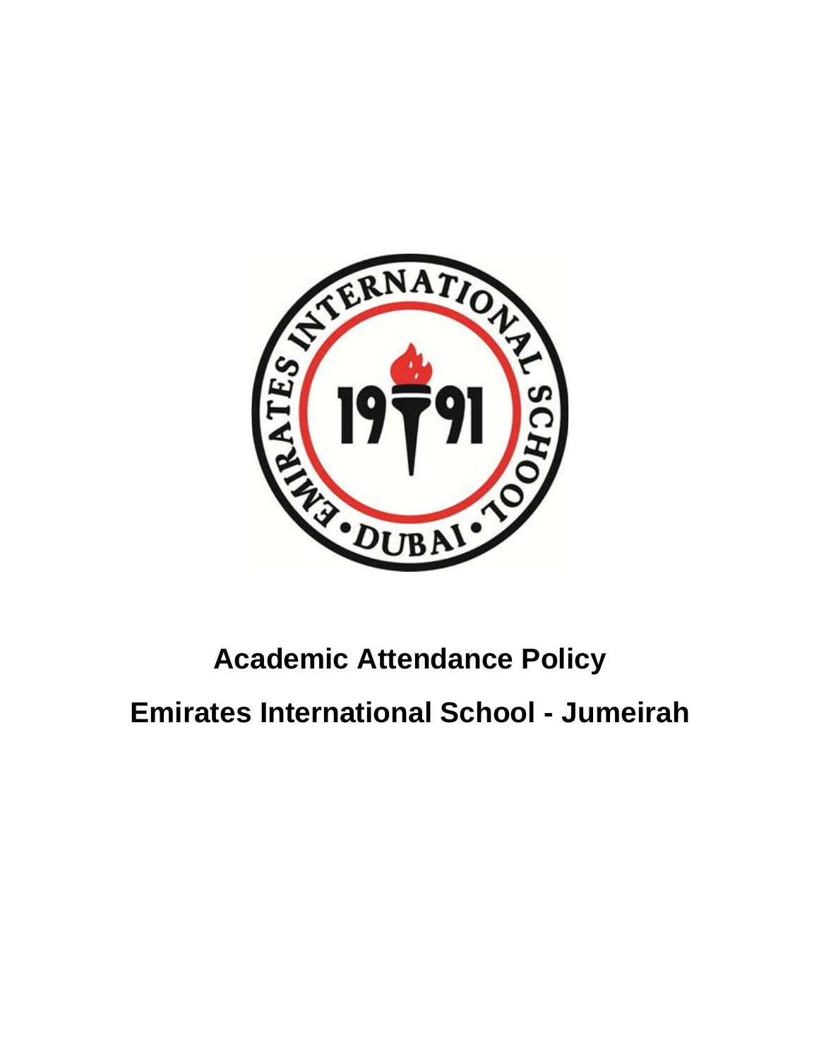# Academic Attendance Policy

# Emirates International School - Jumeirah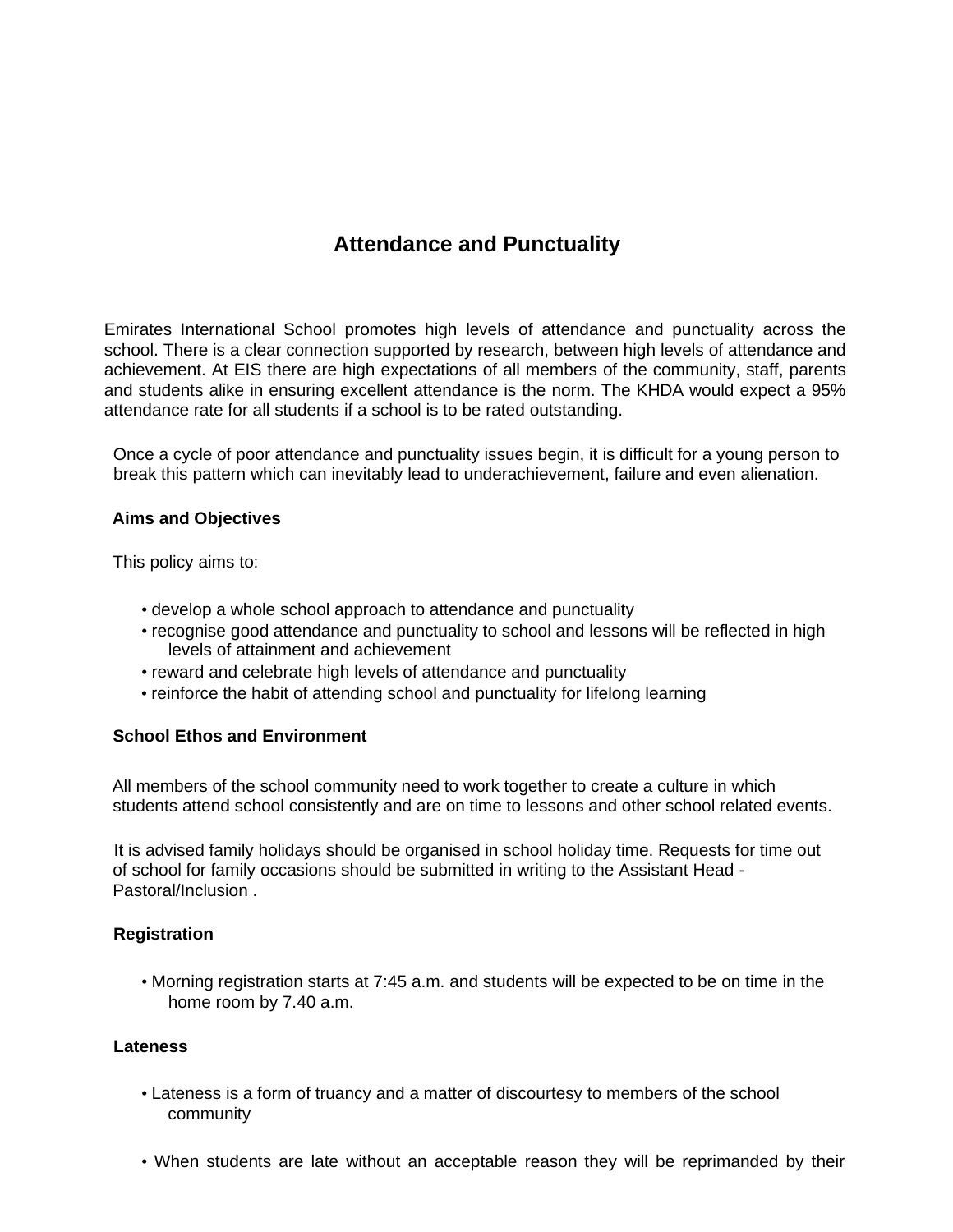# Attendance and Punctuality

Emirates International School promotes high levels of attendance and punctuality across the school. There is a clear connection supported by research, between high levels of attendance and achievement. At EIS there are high expectations of all members of the community, staff, parents and students alike in ensuring excellent attendance is the norm. The KHDA would expect a 95% attendance rate for all students if a school is to be rated outstanding.

Once a cycle of poor attendance and punctuality issues begin, it is difficult for a young person to break this pattern which can inevitably lead to underachievement, failure and even alienation.

**Aims and Objectives**

This policy aims to:

- develop a whole school approach to attendance and punctuality
- recognise good attendance and punctuality to school and lessons will be reflected in high levels of attainment and achievement
- reward and celebrate high levels of attendance and punctuality
- reinforce the habit of attending school and punctuality for lifelong learning

**School Ethos and Environment**

All members of the school community need to work together to create a culture in which students attend school consistently and are on time to lessons and other school related events.

It is advised family holidays should be organised in school holiday time. Requests for time out of school for family occasions should be submitted in writing to the Assistant Head - Pastoral/Inclusion .

**Registration**

- Morning registration starts at 7:45 a.m. and students will be expected to be on time in the home room by 7.40 a.m.

**Lateness**

- Lateness is a form of truancy and a matter of discourtesy to members of the school community
- When students are late without an acceptable reason they will be reprimanded by their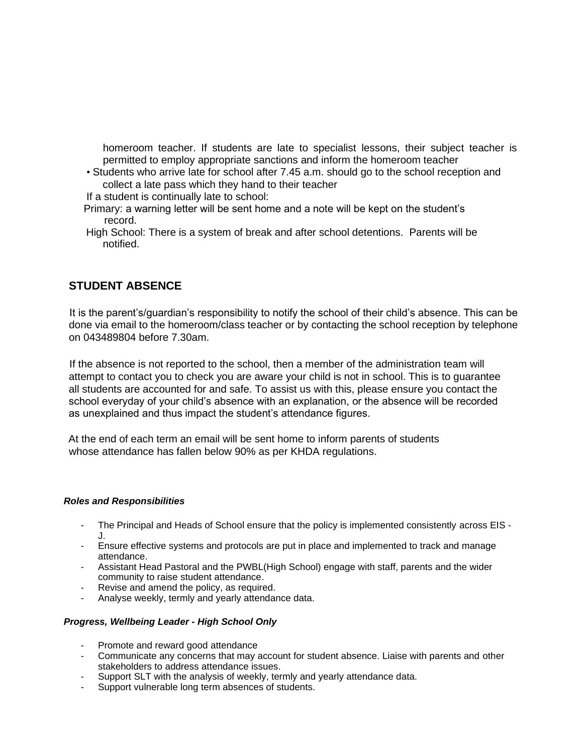homeroom teacher. If students are late to specialist lessons, their subject teacher is permitted to employ appropriate sanctions and inform the homeroom teacher

- Students who arrive late for school after 7.45 a.m. should go to the school reception and collect a late pass which they hand to their teacher

If a student is continually late to school:

Primary: a warning letter will be sent home and a note will be kept on the student's record.

High School: There is a system of break and after school detentions. Parents will be notified.

## STUDENT ABSENCE

It is the parent's/guardian's responsibility to notify the school of their child's absence. This can be done via email to the homeroom/class teacher or by contacting the school reception by telephone on 043489804 before 7.30am.

If the absence is not reported to the school, then a member of the administration team will attempt to contact you to check you are aware your child is not in school. This is to guarantee all students are accounted for and safe. To assist us with this, please ensure you contact the school everyday of your child's absence with an explanation, or the absence will be recorded as unexplained and thus impact the student's attendance figures.

At the end of each term an email will be sent home to inform parents of students whose attendance has fallen below 90% as per KHDA regulations.

#### ***Roles and Responsibilities***

- The Principal and Heads of School ensure that the policy is implemented consistently across EIS - J.
- Ensure effective systems and protocols are put in place and implemented to track and manage attendance.
- Assistant Head Pastoral and the PWBL(High School) engage with staff, parents and the wider community to raise student attendance.
- Revise and amend the policy, as required.
- Analyse weekly, termly and yearly attendance data.

#### ***Progress, Wellbeing Leader - High School Only***

- Promote and reward good attendance
- Communicate any concerns that may account for student absence. Liaise with parents and other stakeholders to address attendance issues.
- Support SLT with the analysis of weekly, termly and yearly attendance data.
- Support vulnerable long term absences of students.